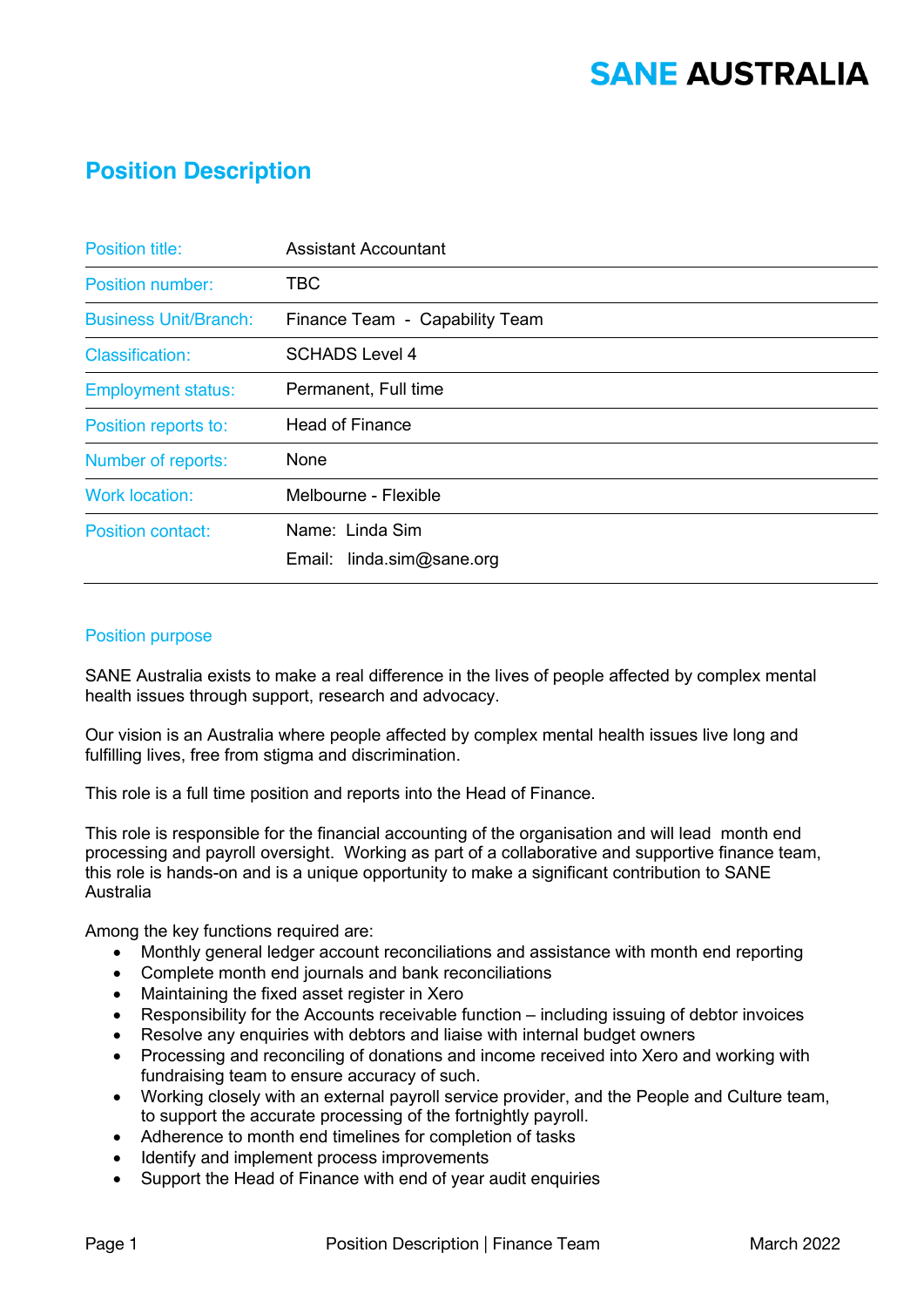# SANE AUSTRALIA

## Position Description

| | |
|---|---|
| Position title: | Assistant Accountant |
| Position number: | TBC |
| Business Unit/Branch: | Finance Team - Capability Team |
| Classification: | SCHADS Level 4 |
| Employment status: | Permanent, Full time |
| Position reports to: | Head of Finance |
| Number of reports: | None |
| Work location: | Melbourne - Flexible |
| Position contact: | Name: Linda Sim<br>Email: linda.sim@sane.org |

### Position purpose

SANE Australia exists to make a real difference in the lives of people affected by complex mental health issues through support, research and advocacy.

Our vision is an Australia where people affected by complex mental health issues live long and fulfilling lives, free from stigma and discrimination.

This role is a full time position and reports into the Head of Finance.

This role is responsible for the financial accounting of the organisation and will lead month end processing and payroll oversight. Working as part of a collaborative and supportive finance team, this role is hands-on and is a unique opportunity to make a significant contribution to SANE Australia

Among the key functions required are:

- Monthly general ledger account reconciliations and assistance with month end reporting
- Complete month end journals and bank reconciliations
- Maintaining the fixed asset register in Xero
- Responsibility for the Accounts receivable function – including issuing of debtor invoices
- Resolve any enquiries with debtors and liaise with internal budget owners
- Processing and reconciling of donations and income received into Xero and working with fundraising team to ensure accuracy of such.
- Working closely with an external payroll service provider, and the People and Culture team, to support the accurate processing of the fortnightly payroll.
- Adherence to month end timelines for completion of tasks
- Identify and implement process improvements
- Support the Head of Finance with end of year audit enquiries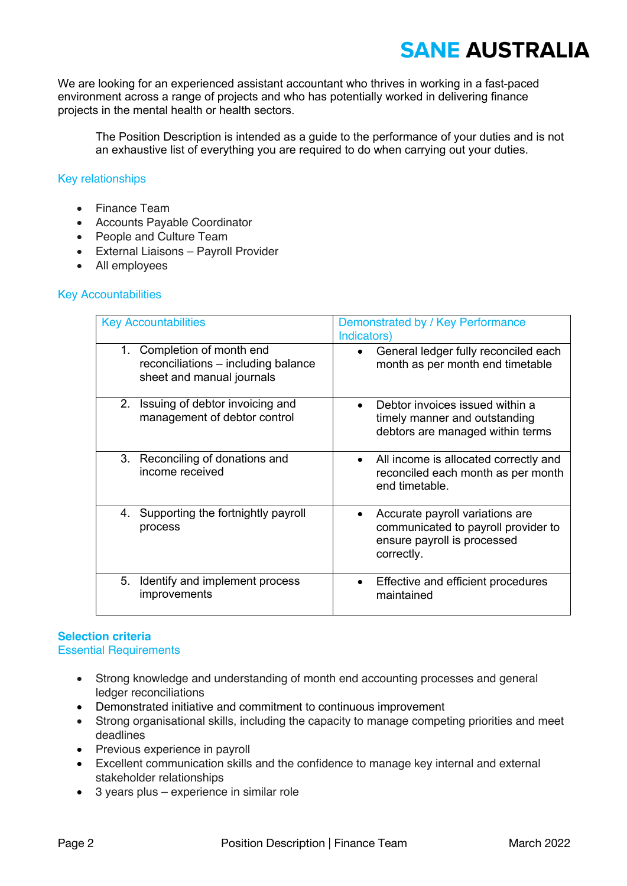We are looking for an experienced assistant accountant who thrives in working in a fast-paced environment across a range of projects and who has potentially worked in delivering finance projects in the mental health or health sectors.

The Position Description is intended as a guide to the performance of your duties and is not an exhaustive list of everything you are required to do when carrying out your duties.

## Key relationships

- Finance Team
- Accounts Payable Coordinator
- People and Culture Team
- External Liaisons – Payroll Provider
- All employees

## Key Accountabilities

| Key Accountabilities | Demonstrated by / Key Performance Indicators) |
|---|---|
| 1. Completion of month end reconciliations – including balance sheet and manual journals | • General ledger fully reconciled each month as per month end timetable |
| 2. Issuing of debtor invoicing and management of debtor control | • Debtor invoices issued within a timely manner and outstanding debtors are managed within terms |
| 3. Reconciling of donations and income received | • All income is allocated correctly and reconciled each month as per month end timetable. |
| 4. Supporting the fortnightly payroll process | • Accurate payroll variations are communicated to payroll provider to ensure payroll is processed correctly. |
| 5. Identify and implement process improvements | • Effective and efficient procedures maintained |

## Selection criteria

### Essential Requirements

- Strong knowledge and understanding of month end accounting processes and general ledger reconciliations
- Demonstrated initiative and commitment to continuous improvement
- Strong organisational skills, including the capacity to manage competing priorities and meet deadlines
- Previous experience in payroll
- Excellent communication skills and the confidence to manage key internal and external stakeholder relationships
- 3 years plus – experience in similar role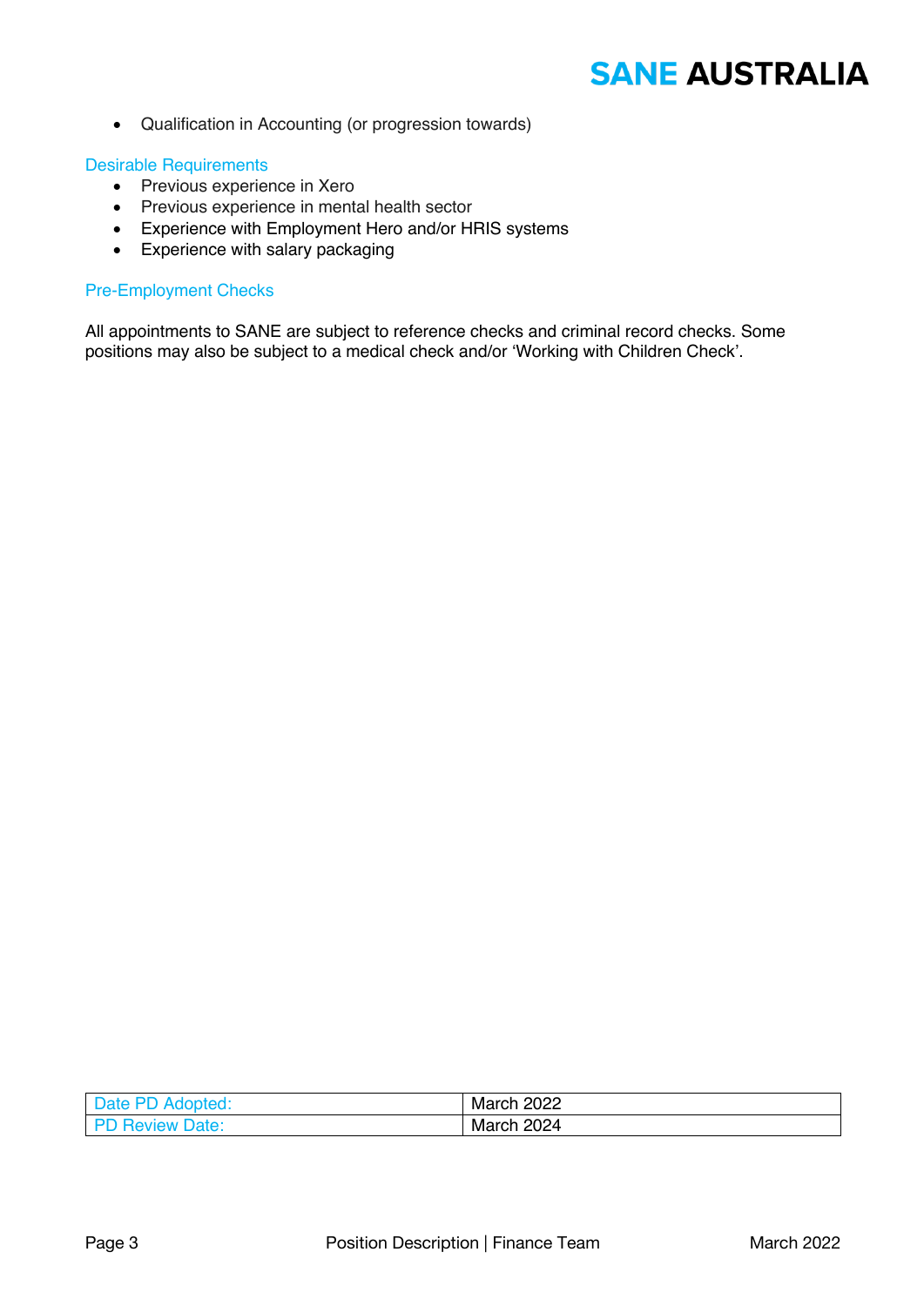- Qualification in Accounting (or progression towards)

### Desirable Requirements

- Previous experience in Xero
- Previous experience in mental health sector
- Experience with Employment Hero and/or HRIS systems
- Experience with salary packaging

### Pre-Employment Checks

All appointments to SANE are subject to reference checks and criminal record checks. Some positions may also be subject to a medical check and/or 'Working with Children Check'.

| | |
|---|---|
| Date PD Adopted: | March 2022 |
| PD Review Date: | March 2024 |